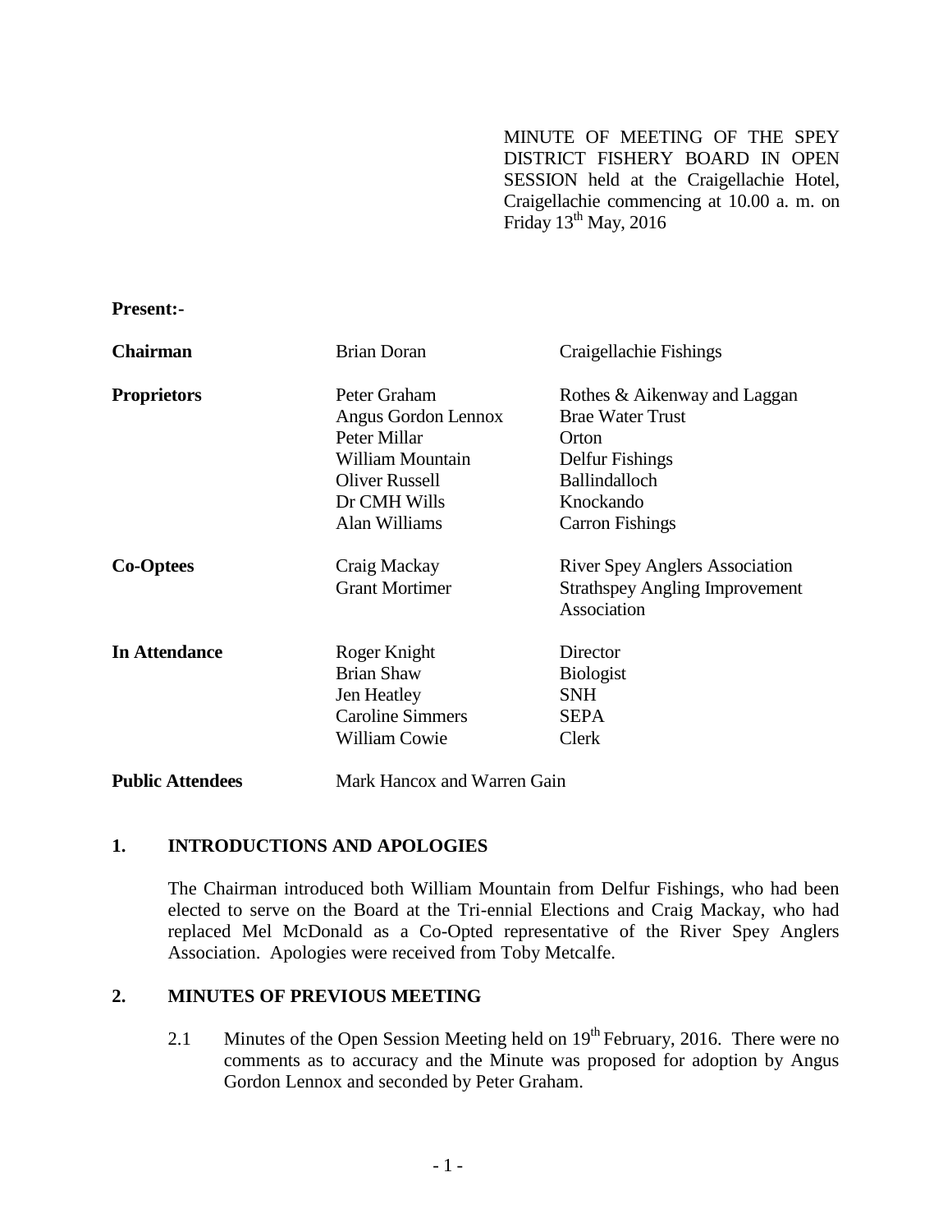MINUTE OF MEETING OF THE SPEY DISTRICT FISHERY BOARD IN OPEN SESSION held at the Craigellachie Hotel, Craigellachie commencing at 10.00 a. m. on Friday 13th May, 2016

**Present:-**

| | | |
|---|---|---|
| **Chairman** | Brian Doran | Craigellachie Fishings |
| **Proprietors** | Peter Graham | Rothes & Aikenway and Laggan |
| | Angus Gordon Lennox | Brae Water Trust |
| | Peter Millar | Orton |
| | William Mountain | Delfur Fishings |
| | Oliver Russell | Ballindalloch |
| | Dr CMH Wills | Knockando |
| | Alan Williams | Carron Fishings |
| **Co-Optees** | Craig Mackay | River Spey Anglers Association |
| | Grant Mortimer | Strathspey Angling Improvement Association |
| **In Attendance** | Roger Knight | Director |
| | Brian Shaw | Biologist |
| | Jen Heatley | SNH |
| | Caroline Simmers | SEPA |
| | William Cowie | Clerk |
| **Public Attendees** | Mark Hancox and Warren Gain | |

## 1. INTRODUCTIONS AND APOLOGIES

The Chairman introduced both William Mountain from Delfur Fishings, who had been elected to serve on the Board at the Tri-ennial Elections and Craig Mackay, who had replaced Mel McDonald as a Co-Opted representative of the River Spey Anglers Association. Apologies were received from Toby Metcalfe.

## 2. MINUTES OF PREVIOUS MEETING

2.1 Minutes of the Open Session Meeting held on 19th February, 2016. There were no comments as to accuracy and the Minute was proposed for adoption by Angus Gordon Lennox and seconded by Peter Graham.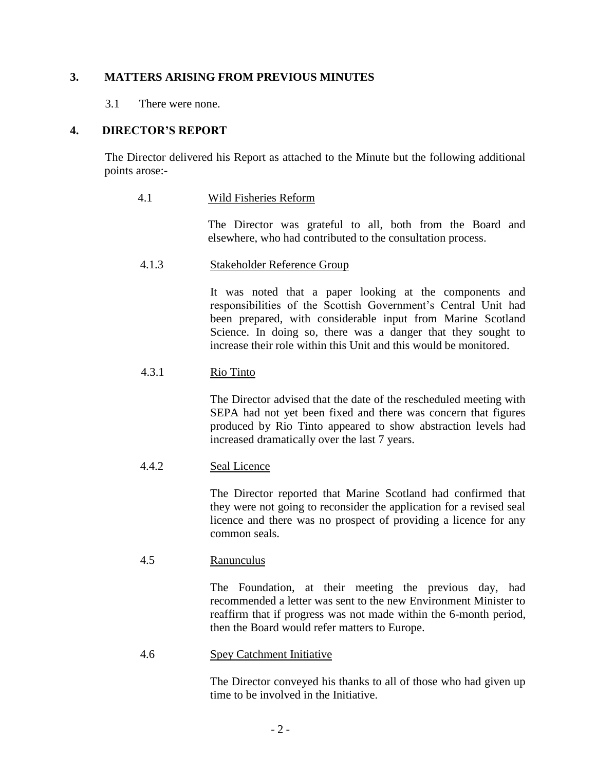## 3. MATTERS ARISING FROM PREVIOUS MINUTES

3.1 There were none.

## 4. DIRECTOR'S REPORT

The Director delivered his Report as attached to the Minute but the following additional points arose:-

4.1 Wild Fisheries Reform

The Director was grateful to all, both from the Board and elsewhere, who had contributed to the consultation process.

4.1.3 Stakeholder Reference Group

It was noted that a paper looking at the components and responsibilities of the Scottish Government's Central Unit had been prepared, with considerable input from Marine Scotland Science. In doing so, there was a danger that they sought to increase their role within this Unit and this would be monitored.

4.3.1 Rio Tinto

The Director advised that the date of the rescheduled meeting with SEPA had not yet been fixed and there was concern that figures produced by Rio Tinto appeared to show abstraction levels had increased dramatically over the last 7 years.

4.4.2 Seal Licence

The Director reported that Marine Scotland had confirmed that they were not going to reconsider the application for a revised seal licence and there was no prospect of providing a licence for any common seals.

4.5 Ranunculus

The Foundation, at their meeting the previous day, had recommended a letter was sent to the new Environment Minister to reaffirm that if progress was not made within the 6-month period, then the Board would refer matters to Europe.

4.6 Spey Catchment Initiative

The Director conveyed his thanks to all of those who had given up time to be involved in the Initiative.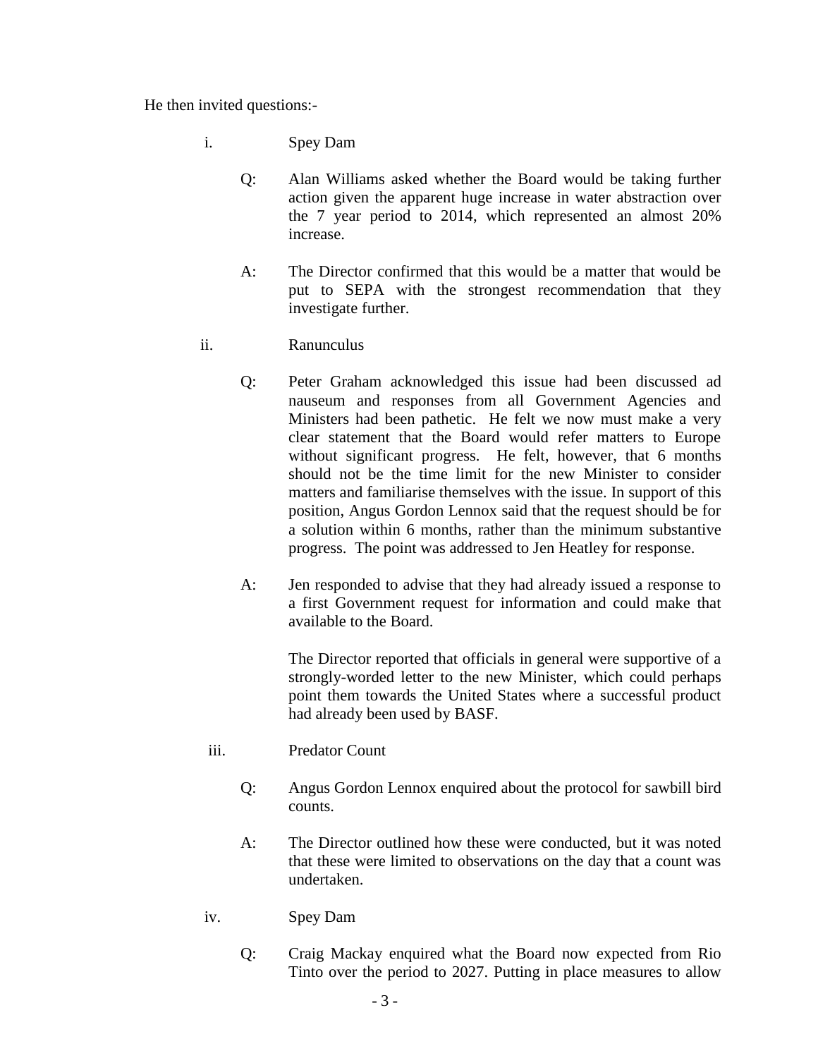He then invited questions:-

i. Spey Dam

Q: Alan Williams asked whether the Board would be taking further action given the apparent huge increase in water abstraction over the 7 year period to 2014, which represented an almost 20% increase.

A: The Director confirmed that this would be a matter that would be put to SEPA with the strongest recommendation that they investigate further.

ii. Ranunculus

Q: Peter Graham acknowledged this issue had been discussed ad nauseum and responses from all Government Agencies and Ministers had been pathetic. He felt we now must make a very clear statement that the Board would refer matters to Europe without significant progress. He felt, however, that 6 months should not be the time limit for the new Minister to consider matters and familiarise themselves with the issue. In support of this position, Angus Gordon Lennox said that the request should be for a solution within 6 months, rather than the minimum substantive progress. The point was addressed to Jen Heatley for response.

A: Jen responded to advise that they had already issued a response to a first Government request for information and could make that available to the Board.

The Director reported that officials in general were supportive of a strongly-worded letter to the new Minister, which could perhaps point them towards the United States where a successful product had already been used by BASF.

iii. Predator Count

Q: Angus Gordon Lennox enquired about the protocol for sawbill bird counts.

A: The Director outlined how these were conducted, but it was noted that these were limited to observations on the day that a count was undertaken.

iv. Spey Dam

Q: Craig Mackay enquired what the Board now expected from Rio Tinto over the period to 2027. Putting in place measures to allow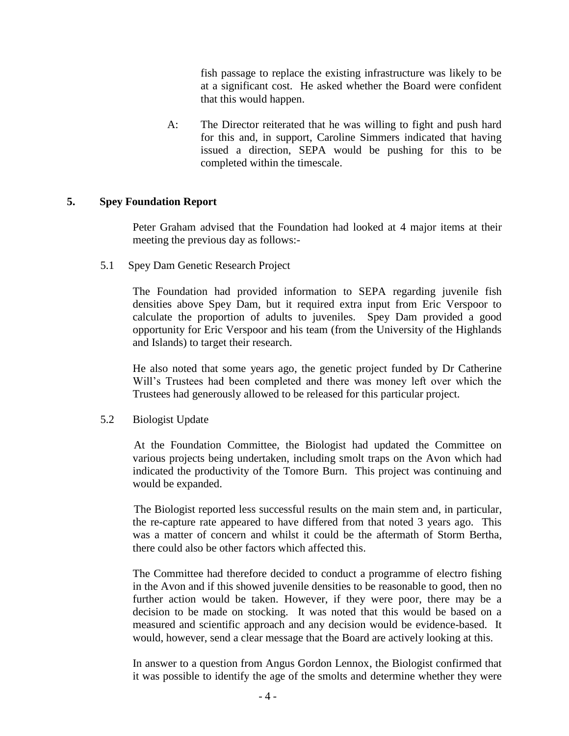fish passage to replace the existing infrastructure was likely to be at a significant cost. He asked whether the Board were confident that this would happen.

A: The Director reiterated that he was willing to fight and push hard for this and, in support, Caroline Simmers indicated that having issued a direction, SEPA would be pushing for this to be completed within the timescale.

## 5. Spey Foundation Report

Peter Graham advised that the Foundation had looked at 4 major items at their meeting the previous day as follows:-

### 5.1 Spey Dam Genetic Research Project

The Foundation had provided information to SEPA regarding juvenile fish densities above Spey Dam, but it required extra input from Eric Verspoor to calculate the proportion of adults to juveniles. Spey Dam provided a good opportunity for Eric Verspoor and his team (from the University of the Highlands and Islands) to target their research.

He also noted that some years ago, the genetic project funded by Dr Catherine Will's Trustees had been completed and there was money left over which the Trustees had generously allowed to be released for this particular project.

### 5.2 Biologist Update

At the Foundation Committee, the Biologist had updated the Committee on various projects being undertaken, including smolt traps on the Avon which had indicated the productivity of the Tomore Burn. This project was continuing and would be expanded.

The Biologist reported less successful results on the main stem and, in particular, the re-capture rate appeared to have differed from that noted 3 years ago. This was a matter of concern and whilst it could be the aftermath of Storm Bertha, there could also be other factors which affected this.

The Committee had therefore decided to conduct a programme of electro fishing in the Avon and if this showed juvenile densities to be reasonable to good, then no further action would be taken. However, if they were poor, there may be a decision to be made on stocking. It was noted that this would be based on a measured and scientific approach and any decision would be evidence-based. It would, however, send a clear message that the Board are actively looking at this.

In answer to a question from Angus Gordon Lennox, the Biologist confirmed that it was possible to identify the age of the smolts and determine whether they were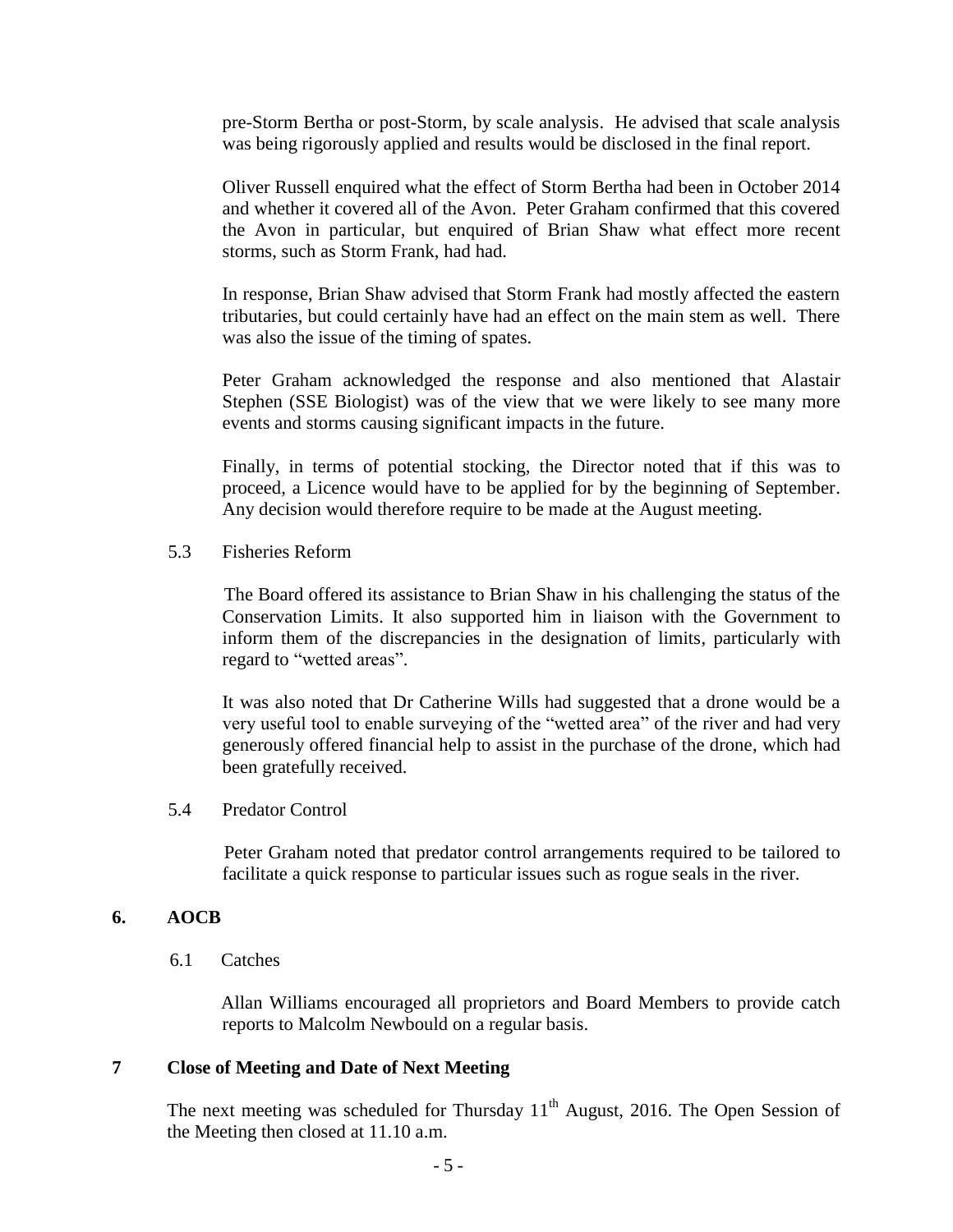pre-Storm Bertha or post-Storm, by scale analysis. He advised that scale analysis was being rigorously applied and results would be disclosed in the final report.

Oliver Russell enquired what the effect of Storm Bertha had been in October 2014 and whether it covered all of the Avon. Peter Graham confirmed that this covered the Avon in particular, but enquired of Brian Shaw what effect more recent storms, such as Storm Frank, had had.

In response, Brian Shaw advised that Storm Frank had mostly affected the eastern tributaries, but could certainly have had an effect on the main stem as well. There was also the issue of the timing of spates.

Peter Graham acknowledged the response and also mentioned that Alastair Stephen (SSE Biologist) was of the view that we were likely to see many more events and storms causing significant impacts in the future.

Finally, in terms of potential stocking, the Director noted that if this was to proceed, a Licence would have to be applied for by the beginning of September. Any decision would therefore require to be made at the August meeting.

5.3 Fisheries Reform

The Board offered its assistance to Brian Shaw in his challenging the status of the Conservation Limits. It also supported him in liaison with the Government to inform them of the discrepancies in the designation of limits, particularly with regard to "wetted areas".

It was also noted that Dr Catherine Wills had suggested that a drone would be a very useful tool to enable surveying of the "wetted area" of the river and had very generously offered financial help to assist in the purchase of the drone, which had been gratefully received.

5.4 Predator Control

Peter Graham noted that predator control arrangements required to be tailored to facilitate a quick response to particular issues such as rogue seals in the river.

## 6. AOCB

6.1 Catches

Allan Williams encouraged all proprietors and Board Members to provide catch reports to Malcolm Newbould on a regular basis.

## 7 Close of Meeting and Date of Next Meeting

The next meeting was scheduled for Thursday 11th August, 2016. The Open Session of the Meeting then closed at 11.10 a.m.